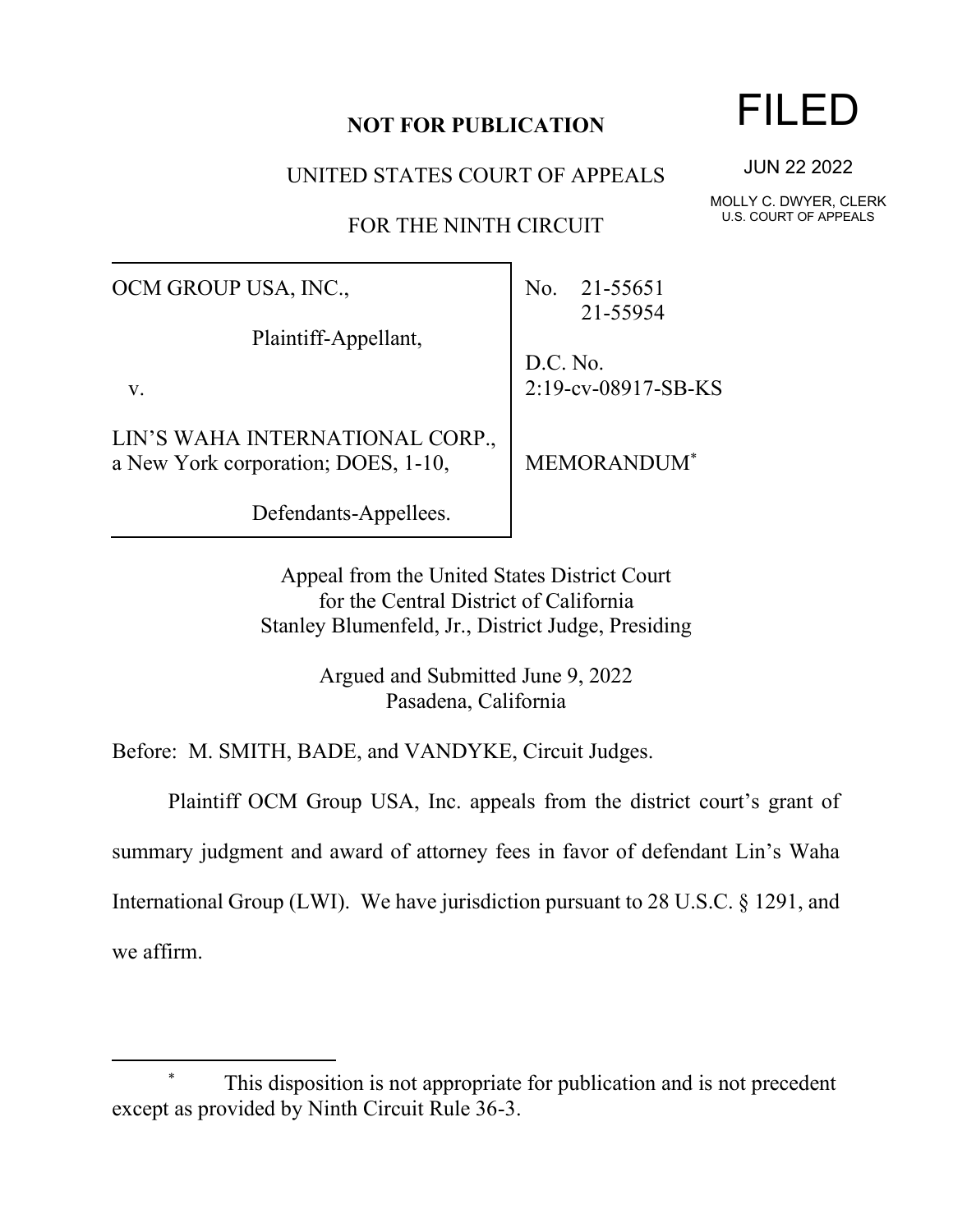**NOT FOR PUBLICATION**

FILED

JUN 22 2022

MOLLY C. DWYER, CLERK
U.S. COURT OF APPEALS

UNITED STATES COURT OF APPEALS

FOR THE NINTH CIRCUIT

OCM GROUP USA, INC.,

Plaintiff-Appellant,

v.

LIN'S WAHA INTERNATIONAL CORP., a New York corporation; DOES, 1-10,

Defendants-Appellees.

No. 21-55651
21-55954

D.C. No.
2:19-cv-08917-SB-KS

MEMORANDUM*

Appeal from the United States District Court
for the Central District of California
Stanley Blumenfeld, Jr., District Judge, Presiding

Argued and Submitted June 9, 2022
Pasadena, California

Before: M. SMITH, BADE, and VANDYKE, Circuit Judges.

Plaintiff OCM Group USA, Inc. appeals from the district court's grant of summary judgment and award of attorney fees in favor of defendant Lin's Waha International Group (LWI). We have jurisdiction pursuant to 28 U.S.C. § 1291, and we affirm.

---

\* This disposition is not appropriate for publication and is not precedent except as provided by Ninth Circuit Rule 36-3.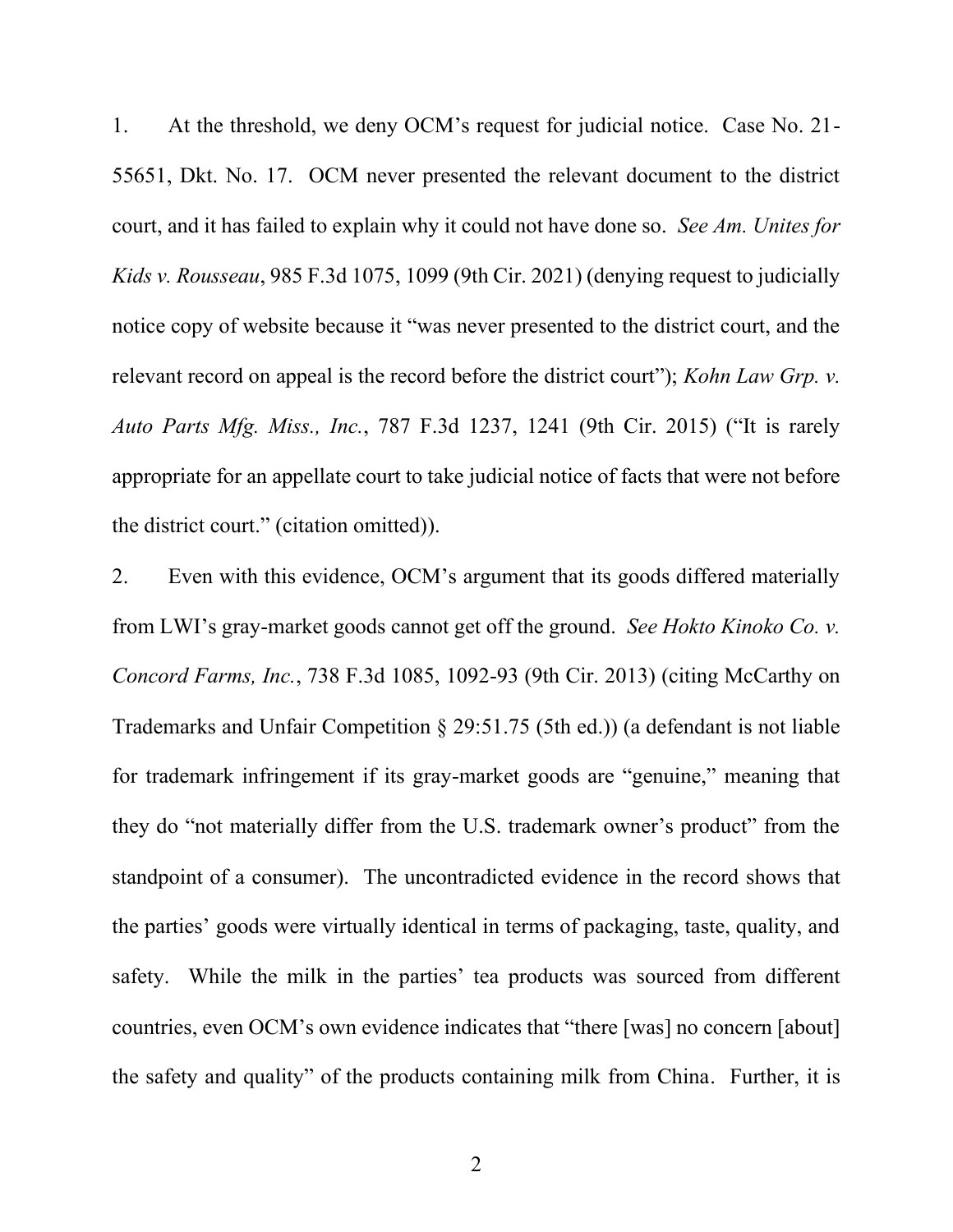1. At the threshold, we deny OCM's request for judicial notice. Case No. 21-55651, Dkt. No. 17. OCM never presented the relevant document to the district court, and it has failed to explain why it could not have done so. *See Am. Unites for Kids v. Rousseau*, 985 F.3d 1075, 1099 (9th Cir. 2021) (denying request to judicially notice copy of website because it "was never presented to the district court, and the relevant record on appeal is the record before the district court"); *Kohn Law Grp. v. Auto Parts Mfg. Miss., Inc.*, 787 F.3d 1237, 1241 (9th Cir. 2015) ("It is rarely appropriate for an appellate court to take judicial notice of facts that were not before the district court." (citation omitted)).

2. Even with this evidence, OCM's argument that its goods differed materially from LWI's gray-market goods cannot get off the ground. *See Hokto Kinoko Co. v. Concord Farms, Inc.*, 738 F.3d 1085, 1092-93 (9th Cir. 2013) (citing McCarthy on Trademarks and Unfair Competition § 29:51.75 (5th ed.)) (a defendant is not liable for trademark infringement if its gray-market goods are "genuine," meaning that they do "not materially differ from the U.S. trademark owner's product" from the standpoint of a consumer). The uncontradicted evidence in the record shows that the parties' goods were virtually identical in terms of packaging, taste, quality, and safety. While the milk in the parties' tea products was sourced from different countries, even OCM's own evidence indicates that "there [was] no concern [about] the safety and quality" of the products containing milk from China. Further, it is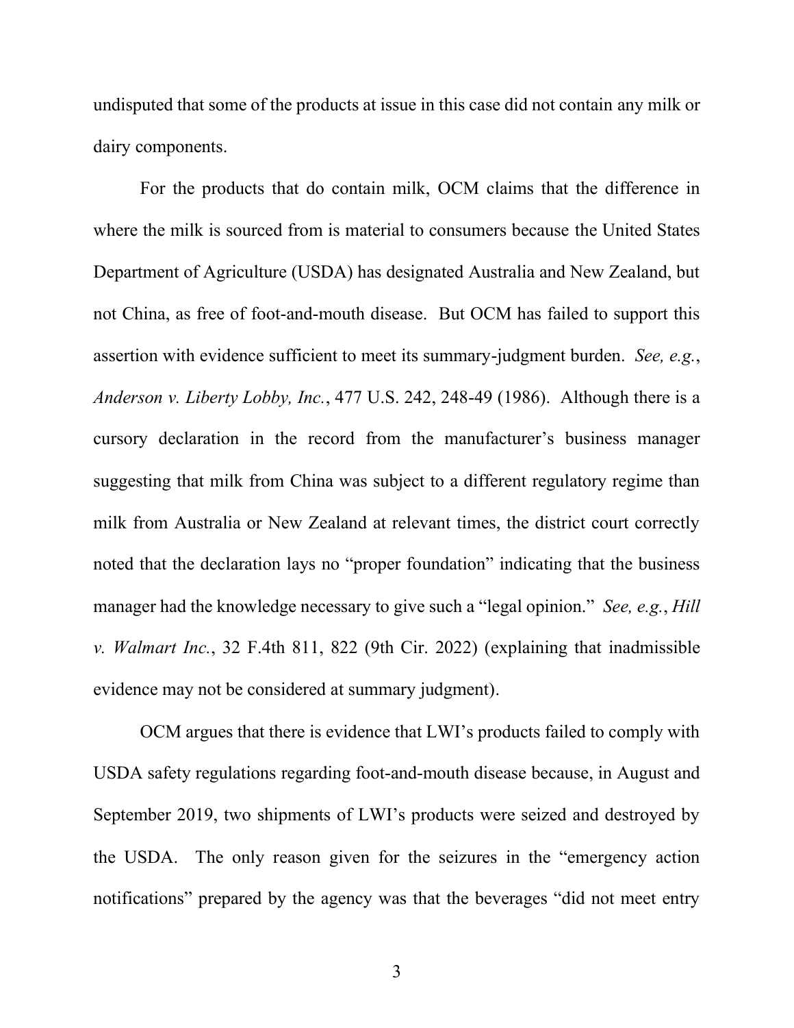undisputed that some of the products at issue in this case did not contain any milk or dairy components.

For the products that do contain milk, OCM claims that the difference in where the milk is sourced from is material to consumers because the United States Department of Agriculture (USDA) has designated Australia and New Zealand, but not China, as free of foot-and-mouth disease. But OCM has failed to support this assertion with evidence sufficient to meet its summary-judgment burden. *See, e.g.*, *Anderson v. Liberty Lobby, Inc.*, 477 U.S. 242, 248-49 (1986). Although there is a cursory declaration in the record from the manufacturer's business manager suggesting that milk from China was subject to a different regulatory regime than milk from Australia or New Zealand at relevant times, the district court correctly noted that the declaration lays no "proper foundation" indicating that the business manager had the knowledge necessary to give such a "legal opinion." *See, e.g.*, *Hill v. Walmart Inc.*, 32 F.4th 811, 822 (9th Cir. 2022) (explaining that inadmissible evidence may not be considered at summary judgment).

OCM argues that there is evidence that LWI's products failed to comply with USDA safety regulations regarding foot-and-mouth disease because, in August and September 2019, two shipments of LWI's products were seized and destroyed by the USDA. The only reason given for the seizures in the "emergency action notifications" prepared by the agency was that the beverages "did not meet entry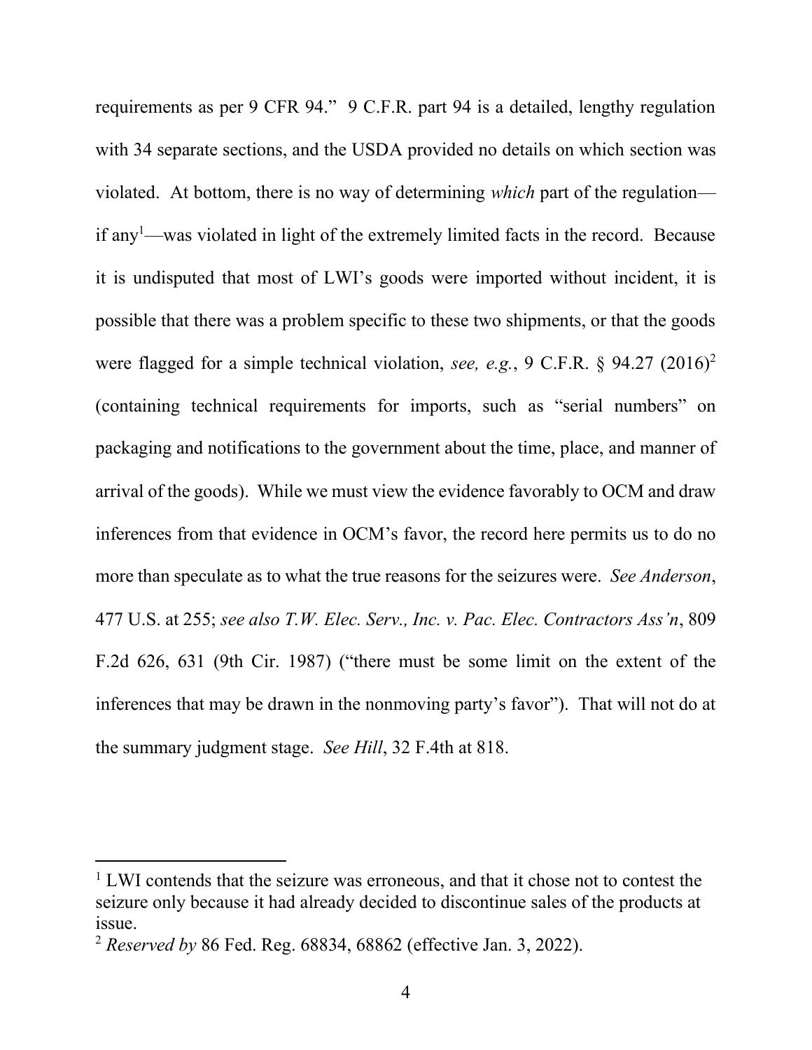requirements as per 9 CFR 94." 9 C.F.R. part 94 is a detailed, lengthy regulation with 34 separate sections, and the USDA provided no details on which section was violated. At bottom, there is no way of determining *which* part of the regulation—if any[1]—was violated in light of the extremely limited facts in the record. Because it is undisputed that most of LWI's goods were imported without incident, it is possible that there was a problem specific to these two shipments, or that the goods were flagged for a simple technical violation, *see, e.g.*, 9 C.F.R. § 94.27 (2016)[2] (containing technical requirements for imports, such as "serial numbers" on packaging and notifications to the government about the time, place, and manner of arrival of the goods). While we must view the evidence favorably to OCM and draw inferences from that evidence in OCM's favor, the record here permits us to do no more than speculate as to what the true reasons for the seizures were. *See Anderson*, 477 U.S. at 255; *see also T.W. Elec. Serv., Inc. v. Pac. Elec. Contractors Ass'n*, 809 F.2d 626, 631 (9th Cir. 1987) ("there must be some limit on the extent of the inferences that may be drawn in the nonmoving party's favor"). That will not do at the summary judgment stage. *See Hill*, 32 F.4th at 818.

---

[1] LWI contends that the seizure was erroneous, and that it chose not to contest the seizure only because it had already decided to discontinue sales of the products at issue.

[2] *Reserved by* 86 Fed. Reg. 68834, 68862 (effective Jan. 3, 2022).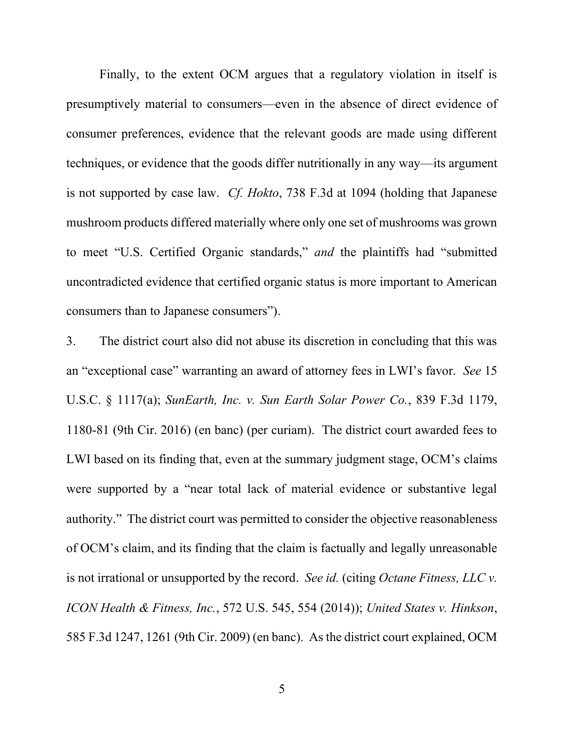Finally, to the extent OCM argues that a regulatory violation in itself is presumptively material to consumers—even in the absence of direct evidence of consumer preferences, evidence that the relevant goods are made using different techniques, or evidence that the goods differ nutritionally in any way—its argument is not supported by case law. *Cf. Hokto*, 738 F.3d at 1094 (holding that Japanese mushroom products differed materially where only one set of mushrooms was grown to meet "U.S. Certified Organic standards," *and* the plaintiffs had "submitted uncontradicted evidence that certified organic status is more important to American consumers than to Japanese consumers").

3. The district court also did not abuse its discretion in concluding that this was an "exceptional case" warranting an award of attorney fees in LWI's favor. *See* 15 U.S.C. § 1117(a); *SunEarth, Inc. v. Sun Earth Solar Power Co.*, 839 F.3d 1179, 1180-81 (9th Cir. 2016) (en banc) (per curiam). The district court awarded fees to LWI based on its finding that, even at the summary judgment stage, OCM's claims were supported by a "near total lack of material evidence or substantive legal authority." The district court was permitted to consider the objective reasonableness of OCM's claim, and its finding that the claim is factually and legally unreasonable is not irrational or unsupported by the record. *See id.* (citing *Octane Fitness, LLC v. ICON Health & Fitness, Inc.*, 572 U.S. 545, 554 (2014)); *United States v. Hinkson*, 585 F.3d 1247, 1261 (9th Cir. 2009) (en banc). As the district court explained, OCM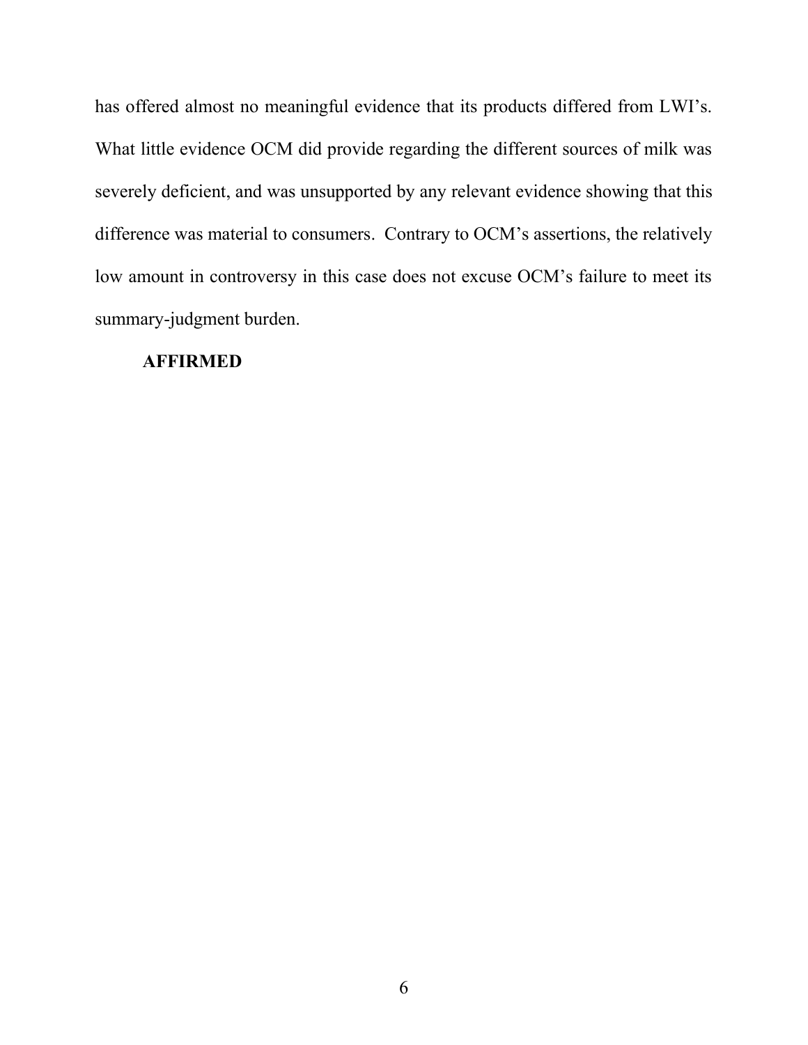has offered almost no meaningful evidence that its products differed from LWI's. What little evidence OCM did provide regarding the different sources of milk was severely deficient, and was unsupported by any relevant evidence showing that this difference was material to consumers. Contrary to OCM's assertions, the relatively low amount in controversy in this case does not excuse OCM's failure to meet its summary-judgment burden.

**AFFIRMED**